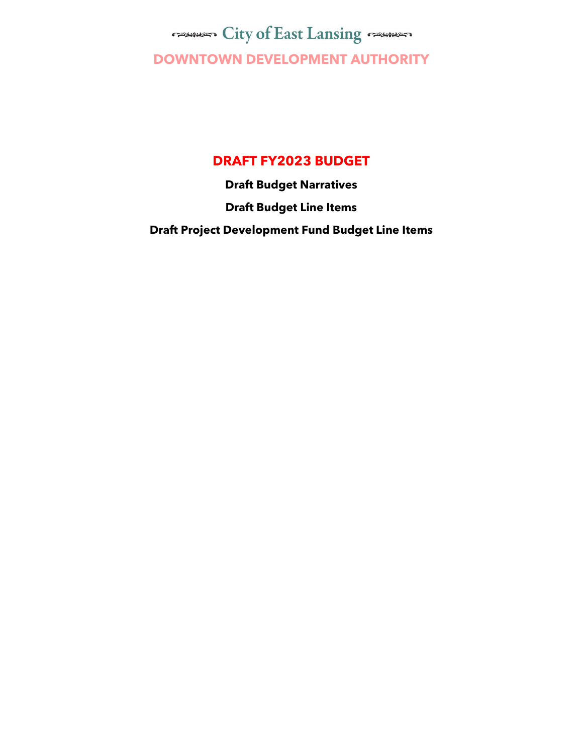# City of East Lansing

## DOWNTOWN DEVELOPMENT AUTHORITY

## DRAFT FY2023 BUDGET

**Draft Budget Narratives**

**Draft Budget Line Items**

**Draft Project Development Fund Budget Line Items**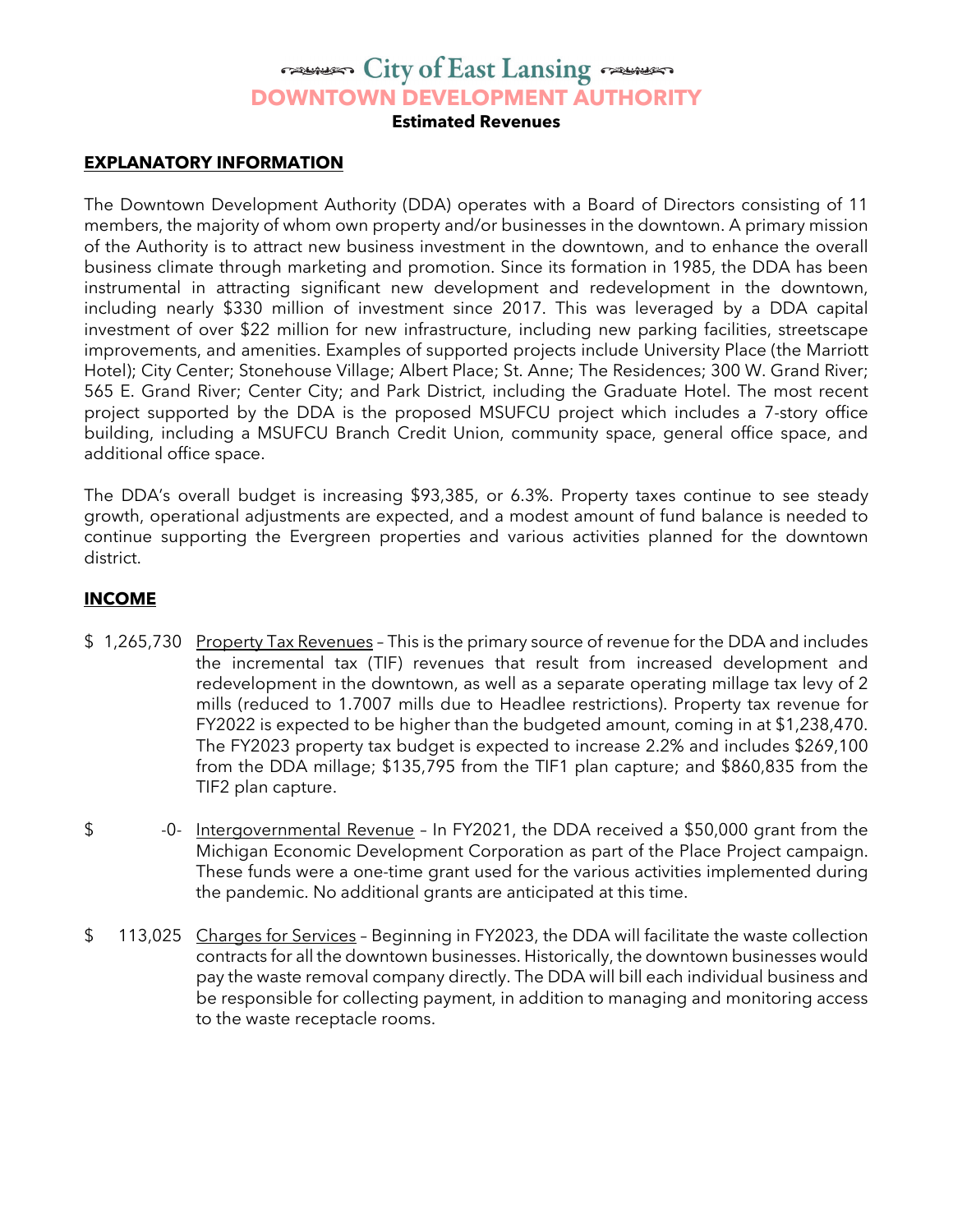# City of East Lansing

## DOWNTOWN DEVELOPMENT AUTHORITY

**Estimated Revenues**

### EXPLANATORY INFORMATION

The Downtown Development Authority (DDA) operates with a Board of Directors consisting of 11 members, the majority of whom own property and/or businesses in the downtown. A primary mission of the Authority is to attract new business investment in the downtown, and to enhance the overall business climate through marketing and promotion. Since its formation in 1985, the DDA has been instrumental in attracting significant new development and redevelopment in the downtown, including nearly $330 million of investment since 2017. This was leveraged by a DDA capital investment of over $22 million for new infrastructure, including new parking facilities, streetscape improvements, and amenities. Examples of supported projects include University Place (the Marriott Hotel); City Center; Stonehouse Village; Albert Place; St. Anne; The Residences; 300 W. Grand River; 565 E. Grand River; Center City; and Park District, including the Graduate Hotel. The most recent project supported by the DDA is the proposed MSUFCU project which includes a 7-story office building, including a MSUFCU Branch Credit Union, community space, general office space, and additional office space.

The DDA's overall budget is increasing $93,385, or 6.3%. Property taxes continue to see steady growth, operational adjustments are expected, and a modest amount of fund balance is needed to continue supporting the Evergreen properties and various activities planned for the downtown district.

### INCOME

$ 1,265,730 Property Tax Revenues – This is the primary source of revenue for the DDA and includes the incremental tax (TIF) revenues that result from increased development and redevelopment in the downtown, as well as a separate operating millage tax levy of 2 mills (reduced to 1.7007 mills due to Headlee restrictions). Property tax revenue for FY2022 is expected to be higher than the budgeted amount, coming in at $1,238,470. The FY2023 property tax budget is expected to increase 2.2% and includes $269,100 from the DDA millage; $135,795 from the TIF1 plan capture; and $860,835 from the TIF2 plan capture.

$ -0- Intergovernmental Revenue – In FY2021, the DDA received a $50,000 grant from the Michigan Economic Development Corporation as part of the Place Project campaign. These funds were a one-time grant used for the various activities implemented during the pandemic. No additional grants are anticipated at this time.

$ 113,025 Charges for Services – Beginning in FY2023, the DDA will facilitate the waste collection contracts for all the downtown businesses. Historically, the downtown businesses would pay the waste removal company directly. The DDA will bill each individual business and be responsible for collecting payment, in addition to managing and monitoring access to the waste receptacle rooms.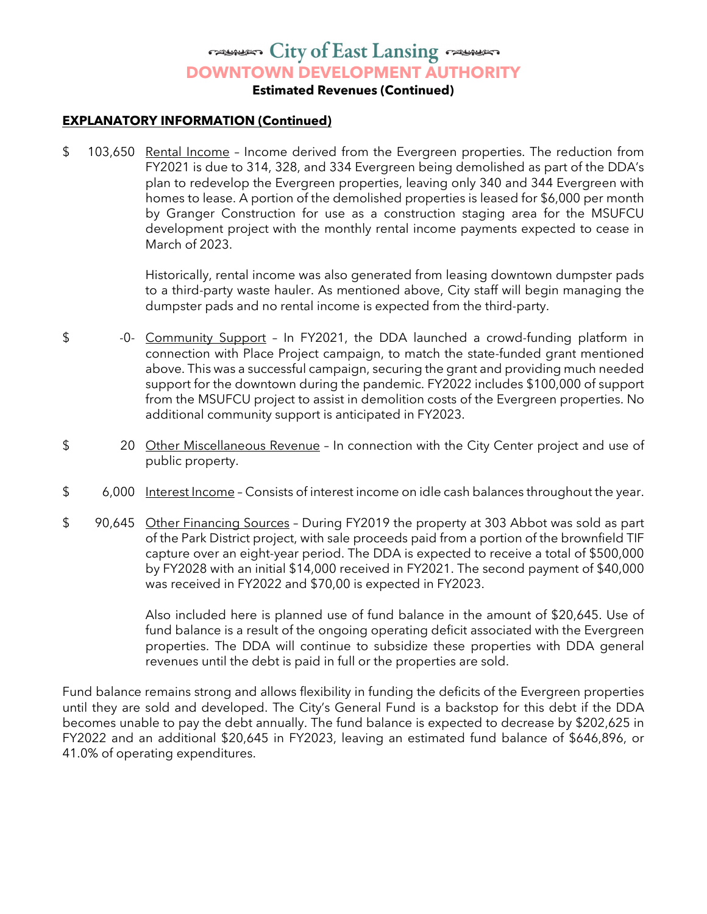# City of East Lansing

## DOWNTOWN DEVELOPMENT AUTHORITY

**Estimated Revenues (Continued)**

**EXPLANATORY INFORMATION (Continued)**

$ 103,650 Rental Income – Income derived from the Evergreen properties. The reduction from FY2021 is due to 314, 328, and 334 Evergreen being demolished as part of the DDA's plan to redevelop the Evergreen properties, leaving only 340 and 344 Evergreen with homes to lease. A portion of the demolished properties is leased for $6,000 per month by Granger Construction for use as a construction staging area for the MSUFCU development project with the monthly rental income payments expected to cease in March of 2023.

Historically, rental income was also generated from leasing downtown dumpster pads to a third-party waste hauler. As mentioned above, City staff will begin managing the dumpster pads and no rental income is expected from the third-party.

$ -0- Community Support – In FY2021, the DDA launched a crowd-funding platform in connection with Place Project campaign, to match the state-funded grant mentioned above. This was a successful campaign, securing the grant and providing much needed support for the downtown during the pandemic. FY2022 includes $100,000 of support from the MSUFCU project to assist in demolition costs of the Evergreen properties. No additional community support is anticipated in FY2023.

$ 20 Other Miscellaneous Revenue – In connection with the City Center project and use of public property.

$ 6,000 Interest Income – Consists of interest income on idle cash balances throughout the year.

$ 90,645 Other Financing Sources – During FY2019 the property at 303 Abbot was sold as part of the Park District project, with sale proceeds paid from a portion of the brownfield TIF capture over an eight-year period. The DDA is expected to receive a total of $500,000 by FY2028 with an initial $14,000 received in FY2021. The second payment of $40,000 was received in FY2022 and $70,00 is expected in FY2023.

Also included here is planned use of fund balance in the amount of $20,645. Use of fund balance is a result of the ongoing operating deficit associated with the Evergreen properties. The DDA will continue to subsidize these properties with DDA general revenues until the debt is paid in full or the properties are sold.

Fund balance remains strong and allows flexibility in funding the deficits of the Evergreen properties until they are sold and developed. The City's General Fund is a backstop for this debt if the DDA becomes unable to pay the debt annually. The fund balance is expected to decrease by $202,625 in FY2022 and an additional $20,645 in FY2023, leaving an estimated fund balance of $646,896, or 41.0% of operating expenditures.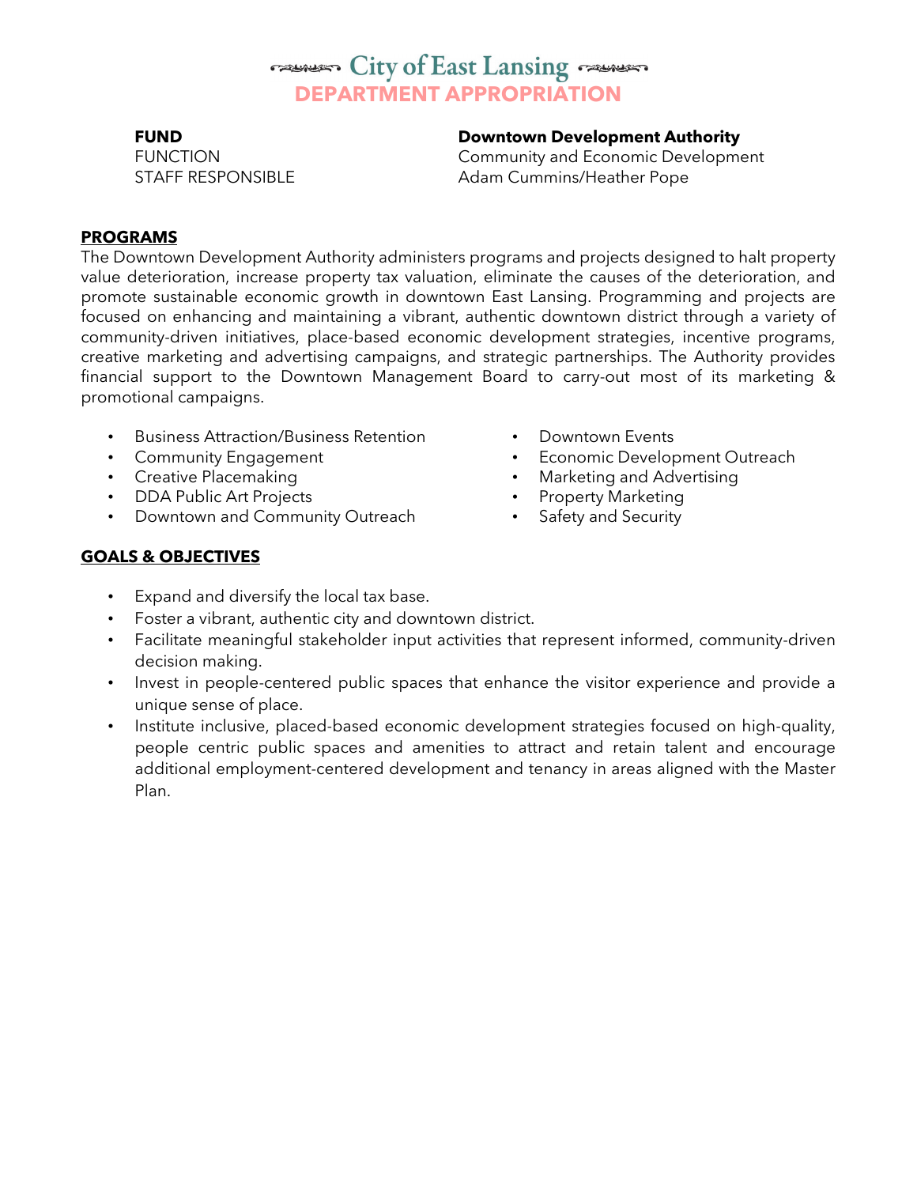# City of East Lansing

## DEPARTMENT APPROPRIATION

| **FUND** | **Downtown Development Authority** |
| --- | --- |
| FUNCTION | Community and Economic Development |
| STAFF RESPONSIBLE | Adam Cummins/Heather Pope |

**PROGRAMS**

The Downtown Development Authority administers programs and projects designed to halt property value deterioration, increase property tax valuation, eliminate the causes of the deterioration, and promote sustainable economic growth in downtown East Lansing. Programming and projects are focused on enhancing and maintaining a vibrant, authentic downtown district through a variety of community-driven initiatives, place-based economic development strategies, incentive programs, creative marketing and advertising campaigns, and strategic partnerships. The Authority provides financial support to the Downtown Management Board to carry-out most of its marketing & promotional campaigns.

- Business Attraction/Business Retention
- Community Engagement
- Creative Placemaking
- DDA Public Art Projects
- Downtown and Community Outreach
- Downtown Events
- Economic Development Outreach
- Marketing and Advertising
- Property Marketing
- Safety and Security

**GOALS & OBJECTIVES**

- Expand and diversify the local tax base.
- Foster a vibrant, authentic city and downtown district.
- Facilitate meaningful stakeholder input activities that represent informed, community-driven decision making.
- Invest in people-centered public spaces that enhance the visitor experience and provide a unique sense of place.
- Institute inclusive, placed-based economic development strategies focused on high-quality, people centric public spaces and amenities to attract and retain talent and encourage additional employment-centered development and tenancy in areas aligned with the Master Plan.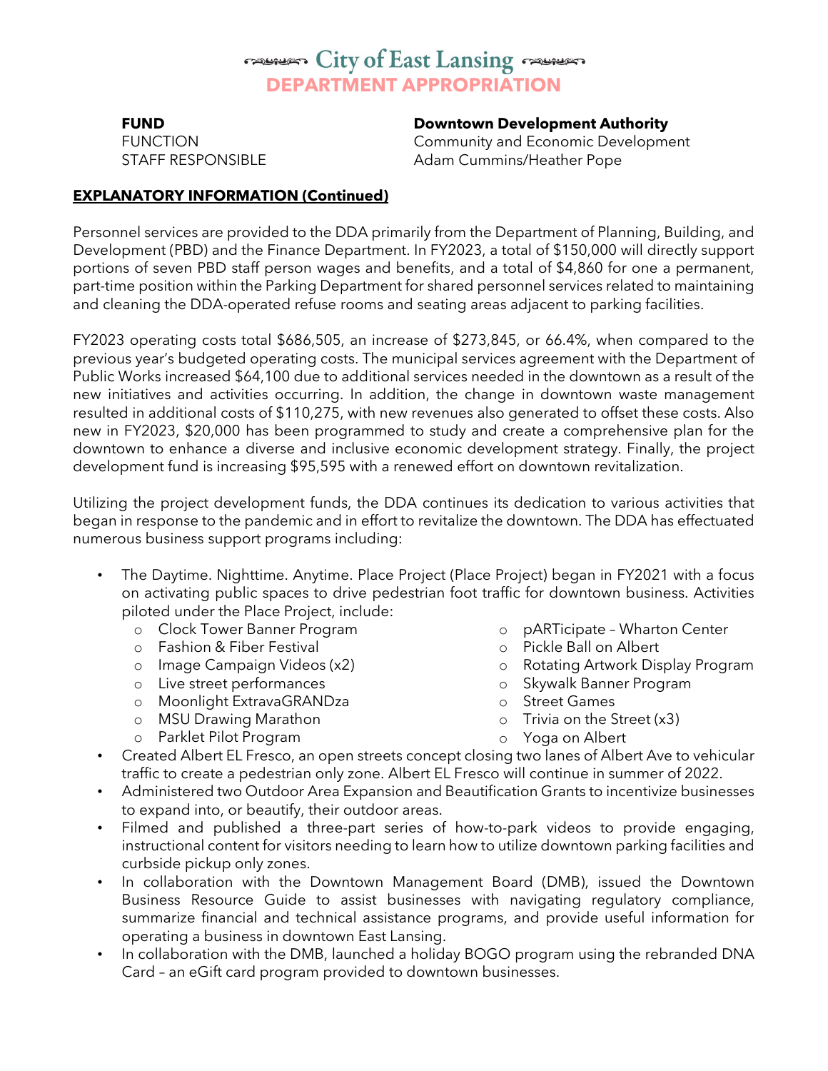# City of East Lansing
## DEPARTMENT APPROPRIATION

| | |
|---|---|
| **FUND** | **Downtown Development Authority** |
| FUNCTION | Community and Economic Development |
| STAFF RESPONSIBLE | Adam Cummins/Heather Pope |

**EXPLANATORY INFORMATION (Continued)**

Personnel services are provided to the DDA primarily from the Department of Planning, Building, and Development (PBD) and the Finance Department. In FY2023, a total of $150,000 will directly support portions of seven PBD staff person wages and benefits, and a total of $4,860 for one a permanent, part-time position within the Parking Department for shared personnel services related to maintaining and cleaning the DDA-operated refuse rooms and seating areas adjacent to parking facilities.

FY2023 operating costs total $686,505, an increase of $273,845, or 66.4%, when compared to the previous year's budgeted operating costs. The municipal services agreement with the Department of Public Works increased $64,100 due to additional services needed in the downtown as a result of the new initiatives and activities occurring. In addition, the change in downtown waste management resulted in additional costs of $110,275, with new revenues also generated to offset these costs. Also new in FY2023, $20,000 has been programmed to study and create a comprehensive plan for the downtown to enhance a diverse and inclusive economic development strategy. Finally, the project development fund is increasing $95,595 with a renewed effort on downtown revitalization.

Utilizing the project development funds, the DDA continues its dedication to various activities that began in response to the pandemic and in effort to revitalize the downtown. The DDA has effectuated numerous business support programs including:

- The Daytime. Nighttime. Anytime. Place Project (Place Project) began in FY2021 with a focus on activating public spaces to drive pedestrian foot traffic for downtown business. Activities piloted under the Place Project, include:
  - Clock Tower Banner Program
  - Fashion & Fiber Festival
  - Image Campaign Videos (x2)
  - Live street performances
  - Moonlight ExtravaGRANDza
  - MSU Drawing Marathon
  - Parklet Pilot Program
  - pARTicipate – Wharton Center
  - Pickle Ball on Albert
  - Rotating Artwork Display Program
  - Skywalk Banner Program
  - Street Games
  - Trivia on the Street (x3)
  - Yoga on Albert
- Created Albert EL Fresco, an open streets concept closing two lanes of Albert Ave to vehicular traffic to create a pedestrian only zone. Albert EL Fresco will continue in summer of 2022.
- Administered two Outdoor Area Expansion and Beautification Grants to incentivize businesses to expand into, or beautify, their outdoor areas.
- Filmed and published a three-part series of how-to-park videos to provide engaging, instructional content for visitors needing to learn how to utilize downtown parking facilities and curbside pickup only zones.
- In collaboration with the Downtown Management Board (DMB), issued the Downtown Business Resource Guide to assist businesses with navigating regulatory compliance, summarize financial and technical assistance programs, and provide useful information for operating a business in downtown East Lansing.
- In collaboration with the DMB, launched a holiday BOGO program using the rebranded DNA Card – an eGift card program provided to downtown businesses.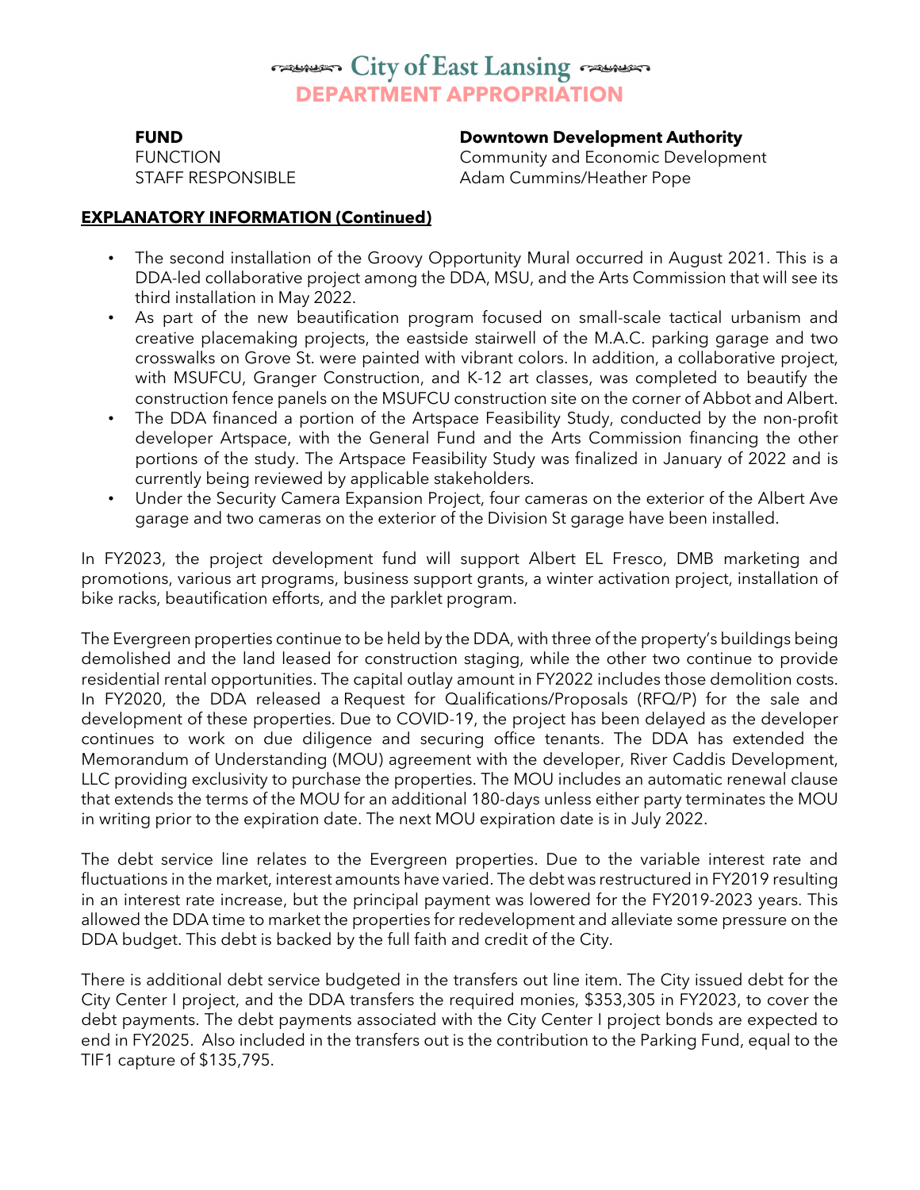# City of East Lansing

## DEPARTMENT APPROPRIATION

| | |
|---|---|
| **FUND** | **Downtown Development Authority** |
| FUNCTION | Community and Economic Development |
| STAFF RESPONSIBLE | Adam Cummins/Heather Pope |

**EXPLANATORY INFORMATION (Continued)**

- The second installation of the Groovy Opportunity Mural occurred in August 2021. This is a DDA-led collaborative project among the DDA, MSU, and the Arts Commission that will see its third installation in May 2022.
- As part of the new beautification program focused on small-scale tactical urbanism and creative placemaking projects, the eastside stairwell of the M.A.C. parking garage and two crosswalks on Grove St. were painted with vibrant colors. In addition, a collaborative project, with MSUFCU, Granger Construction, and K-12 art classes, was completed to beautify the construction fence panels on the MSUFCU construction site on the corner of Abbot and Albert.
- The DDA financed a portion of the Artspace Feasibility Study, conducted by the non-profit developer Artspace, with the General Fund and the Arts Commission financing the other portions of the study. The Artspace Feasibility Study was finalized in January of 2022 and is currently being reviewed by applicable stakeholders.
- Under the Security Camera Expansion Project, four cameras on the exterior of the Albert Ave garage and two cameras on the exterior of the Division St garage have been installed.

In FY2023, the project development fund will support Albert EL Fresco, DMB marketing and promotions, various art programs, business support grants, a winter activation project, installation of bike racks, beautification efforts, and the parklet program.

The Evergreen properties continue to be held by the DDA, with three of the property's buildings being demolished and the land leased for construction staging, while the other two continue to provide residential rental opportunities. The capital outlay amount in FY2022 includes those demolition costs. In FY2020, the DDA released a Request for Qualifications/Proposals (RFQ/P) for the sale and development of these properties. Due to COVID-19, the project has been delayed as the developer continues to work on due diligence and securing office tenants. The DDA has extended the Memorandum of Understanding (MOU) agreement with the developer, River Caddis Development, LLC providing exclusivity to purchase the properties. The MOU includes an automatic renewal clause that extends the terms of the MOU for an additional 180-days unless either party terminates the MOU in writing prior to the expiration date. The next MOU expiration date is in July 2022.

The debt service line relates to the Evergreen properties. Due to the variable interest rate and fluctuations in the market, interest amounts have varied. The debt was restructured in FY2019 resulting in an interest rate increase, but the principal payment was lowered for the FY2019-2023 years. This allowed the DDA time to market the properties for redevelopment and alleviate some pressure on the DDA budget. This debt is backed by the full faith and credit of the City.

There is additional debt service budgeted in the transfers out line item. The City issued debt for the City Center I project, and the DDA transfers the required monies, $353,305 in FY2023, to cover the debt payments. The debt payments associated with the City Center I project bonds are expected to end in FY2025. Also included in the transfers out is the contribution to the Parking Fund, equal to the TIF1 capture of $135,795.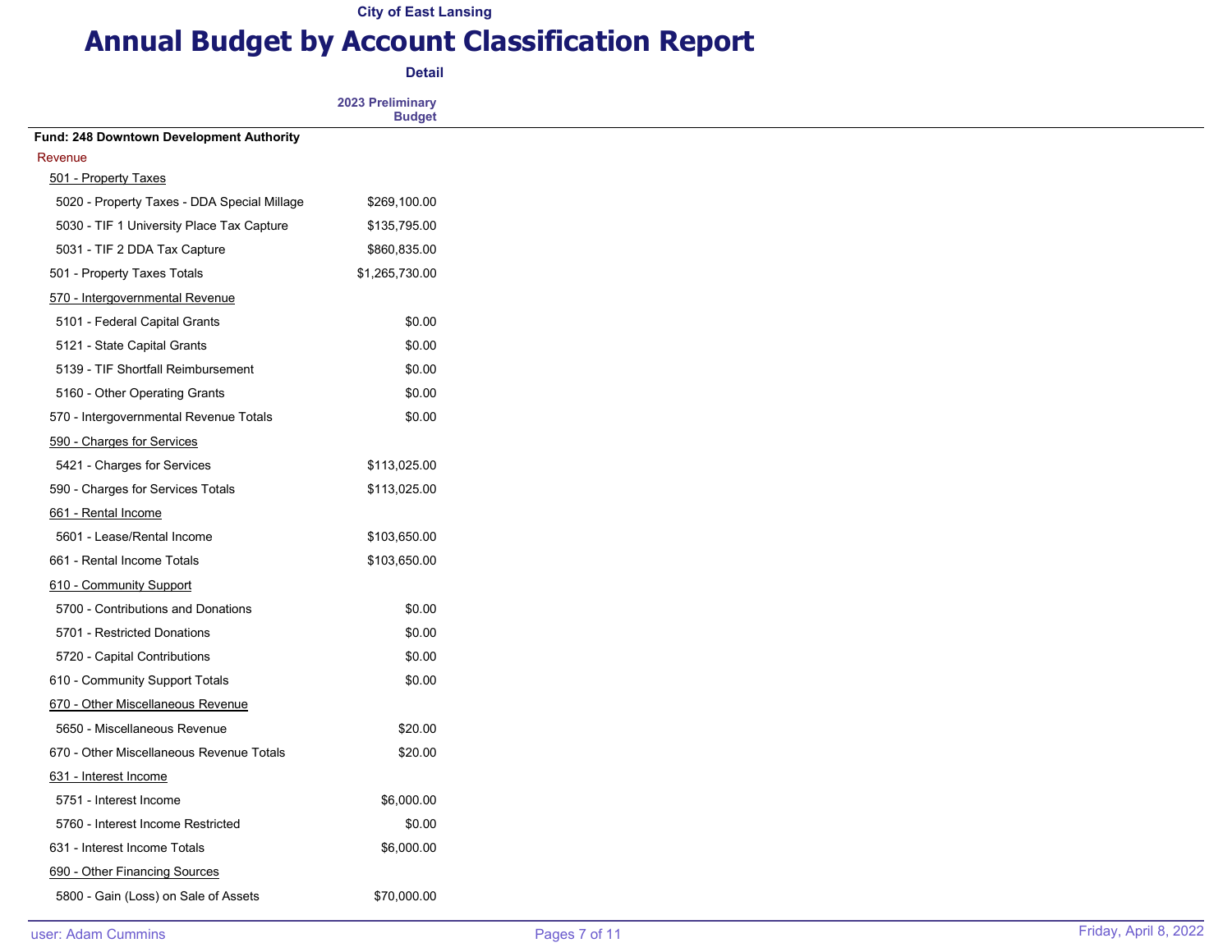City of East Lansing

# Annual Budget by Account Classification Report

**Detail**

| | 2023 Preliminary Budget |
|---|---|
| **Fund: 248 Downtown Development Authority** | |
| Revenue | |
| 501 - Property Taxes | |
| 5020 - Property Taxes - DDA Special Millage | $269,100.00 |
| 5030 - TIF 1 University Place Tax Capture | $135,795.00 |
| 5031 - TIF 2 DDA Tax Capture | $860,835.00 |
| 501 - Property Taxes Totals | $1,265,730.00 |
| 570 - Intergovernmental Revenue | |
| 5101 - Federal Capital Grants | $0.00 |
| 5121 - State Capital Grants | $0.00 |
| 5139 - TIF Shortfall Reimbursement | $0.00 |
| 5160 - Other Operating Grants | $0.00 |
| 570 - Intergovernmental Revenue Totals | $0.00 |
| 590 - Charges for Services | |
| 5421 - Charges for Services | $113,025.00 |
| 590 - Charges for Services Totals | $113,025.00 |
| 661 - Rental Income | |
| 5601 - Lease/Rental Income | $103,650.00 |
| 661 - Rental Income Totals | $103,650.00 |
| 610 - Community Support | |
| 5700 - Contributions and Donations | $0.00 |
| 5701 - Restricted Donations | $0.00 |
| 5720 - Capital Contributions | $0.00 |
| 610 - Community Support Totals | $0.00 |
| 670 - Other Miscellaneous Revenue | |
| 5650 - Miscellaneous Revenue | $20.00 |
| 670 - Other Miscellaneous Revenue Totals | $20.00 |
| 631 - Interest Income | |
| 5751 - Interest Income | $6,000.00 |
| 5760 - Interest Income Restricted | $0.00 |
| 631 - Interest Income Totals | $6,000.00 |
| 690 - Other Financing Sources | |
| 5800 - Gain (Loss) on Sale of Assets | $70,000.00 |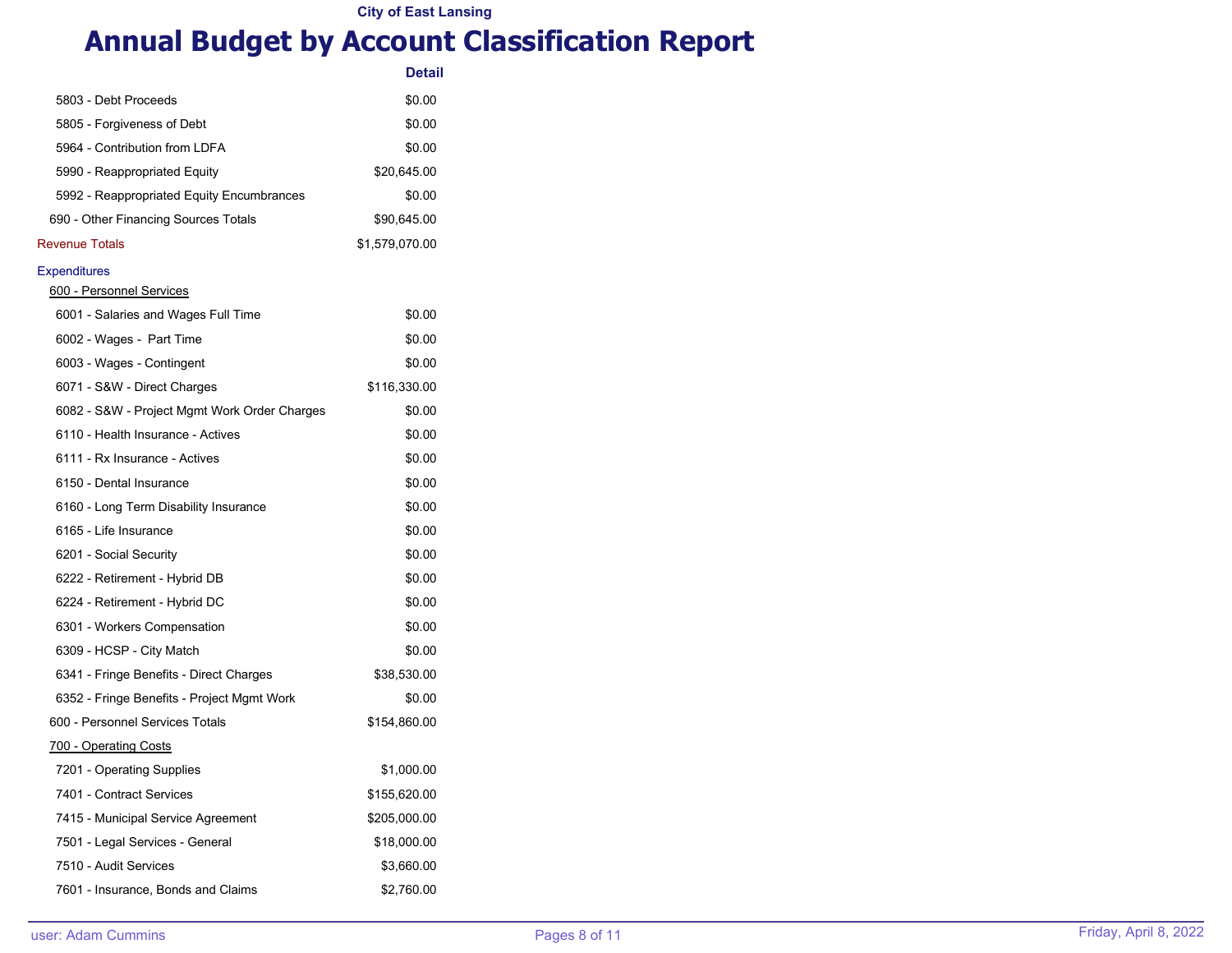**City of East Lansing**

# Annual Budget by Account Classification Report

| | Detail |
|---|---|
| 5803 - Debt Proceeds | $0.00 |
| 5805 - Forgiveness of Debt | $0.00 |
| 5964 - Contribution from LDFA | $0.00 |
| 5990 - Reappropriated Equity | $20,645.00 |
| 5992 - Reappropriated Equity Encumbrances | $0.00 |
| 690 - Other Financing Sources Totals | $90,645.00 |
| Revenue Totals | $1,579,070.00 |
| Expenditures | |
| 600 - Personnel Services | |
| 6001 - Salaries and Wages Full Time | $0.00 |
| 6002 - Wages - Part Time | $0.00 |
| 6003 - Wages - Contingent | $0.00 |
| 6071 - S&W - Direct Charges | $116,330.00 |
| 6082 - S&W - Project Mgmt Work Order Charges | $0.00 |
| 6110 - Health Insurance - Actives | $0.00 |
| 6111 - Rx Insurance - Actives | $0.00 |
| 6150 - Dental Insurance | $0.00 |
| 6160 - Long Term Disability Insurance | $0.00 |
| 6165 - Life Insurance | $0.00 |
| 6201 - Social Security | $0.00 |
| 6222 - Retirement - Hybrid DB | $0.00 |
| 6224 - Retirement - Hybrid DC | $0.00 |
| 6301 - Workers Compensation | $0.00 |
| 6309 - HCSP - City Match | $0.00 |
| 6341 - Fringe Benefits - Direct Charges | $38,530.00 |
| 6352 - Fringe Benefits - Project Mgmt Work | $0.00 |
| 600 - Personnel Services Totals | $154,860.00 |
| 700 - Operating Costs | |
| 7201 - Operating Supplies | $1,000.00 |
| 7401 - Contract Services | $155,620.00 |
| 7415 - Municipal Service Agreement | $205,000.00 |
| 7501 - Legal Services - General | $18,000.00 |
| 7510 - Audit Services | $3,660.00 |
| 7601 - Insurance, Bonds and Claims | $2,760.00 |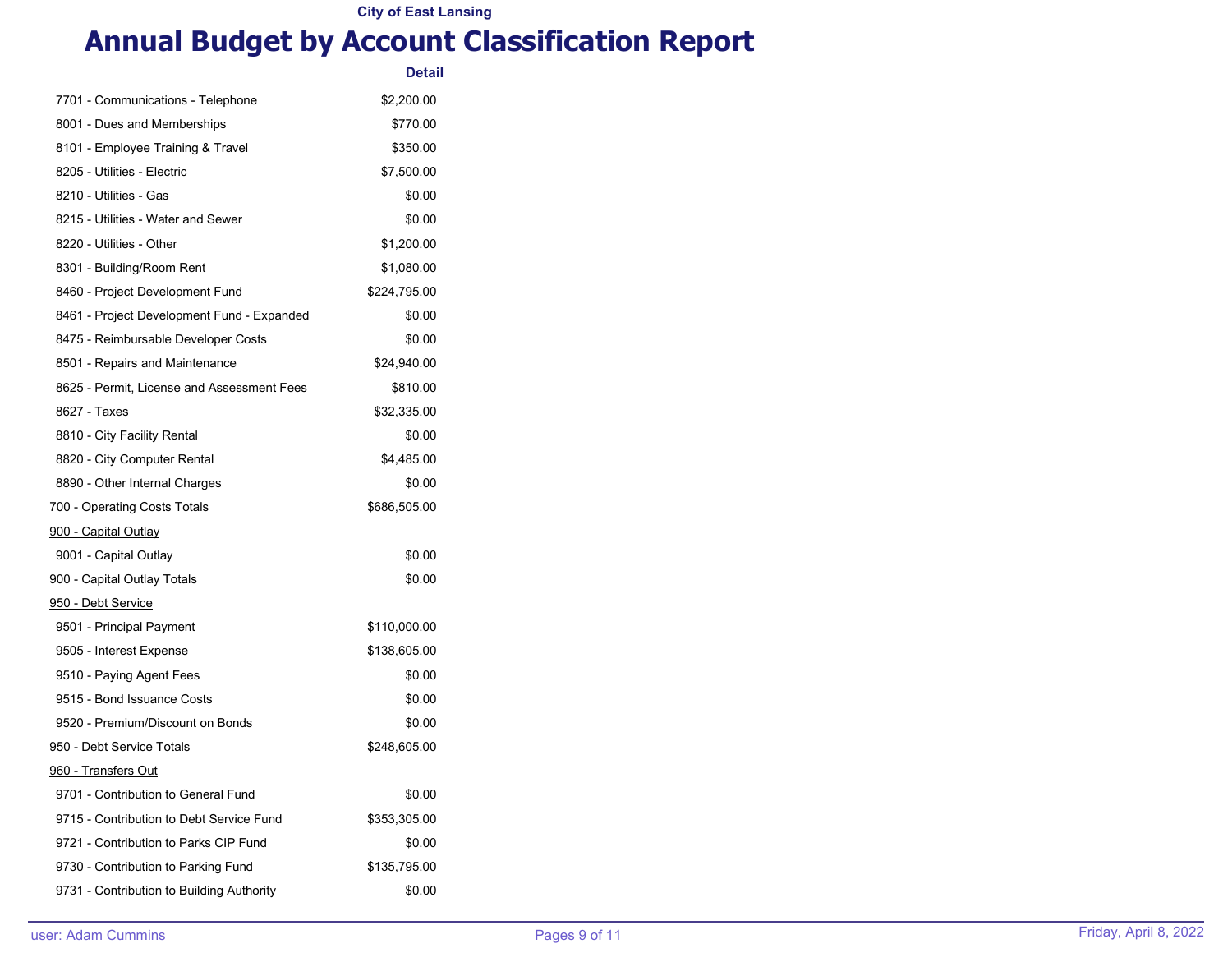City of East Lansing

# Annual Budget by Account Classification Report

| | Detail |
|---|---|
| 7701 - Communications - Telephone | $2,200.00 |
| 8001 - Dues and Memberships | $770.00 |
| 8101 - Employee Training & Travel | $350.00 |
| 8205 - Utilities - Electric | $7,500.00 |
| 8210 - Utilities - Gas | $0.00 |
| 8215 - Utilities - Water and Sewer | $0.00 |
| 8220 - Utilities - Other | $1,200.00 |
| 8301 - Building/Room Rent | $1,080.00 |
| 8460 - Project Development Fund | $224,795.00 |
| 8461 - Project Development Fund - Expanded | $0.00 |
| 8475 - Reimbursable Developer Costs | $0.00 |
| 8501 - Repairs and Maintenance | $24,940.00 |
| 8625 - Permit, License and Assessment Fees | $810.00 |
| 8627 - Taxes | $32,335.00 |
| 8810 - City Facility Rental | $0.00 |
| 8820 - City Computer Rental | $4,485.00 |
| 8890 - Other Internal Charges | $0.00 |
| 700 - Operating Costs Totals | $686,505.00 |
| 900 - Capital Outlay | |
| 9001 - Capital Outlay | $0.00 |
| 900 - Capital Outlay Totals | $0.00 |
| 950 - Debt Service | |
| 9501 - Principal Payment | $110,000.00 |
| 9505 - Interest Expense | $138,605.00 |
| 9510 - Paying Agent Fees | $0.00 |
| 9515 - Bond Issuance Costs | $0.00 |
| 9520 - Premium/Discount on Bonds | $0.00 |
| 950 - Debt Service Totals | $248,605.00 |
| 960 - Transfers Out | |
| 9701 - Contribution to General Fund | $0.00 |
| 9715 - Contribution to Debt Service Fund | $353,305.00 |
| 9721 - Contribution to Parks CIP Fund | $0.00 |
| 9730 - Contribution to Parking Fund | $135,795.00 |
| 9731 - Contribution to Building Authority | $0.00 |

user: Adam Cummins

Friday, April 8, 2022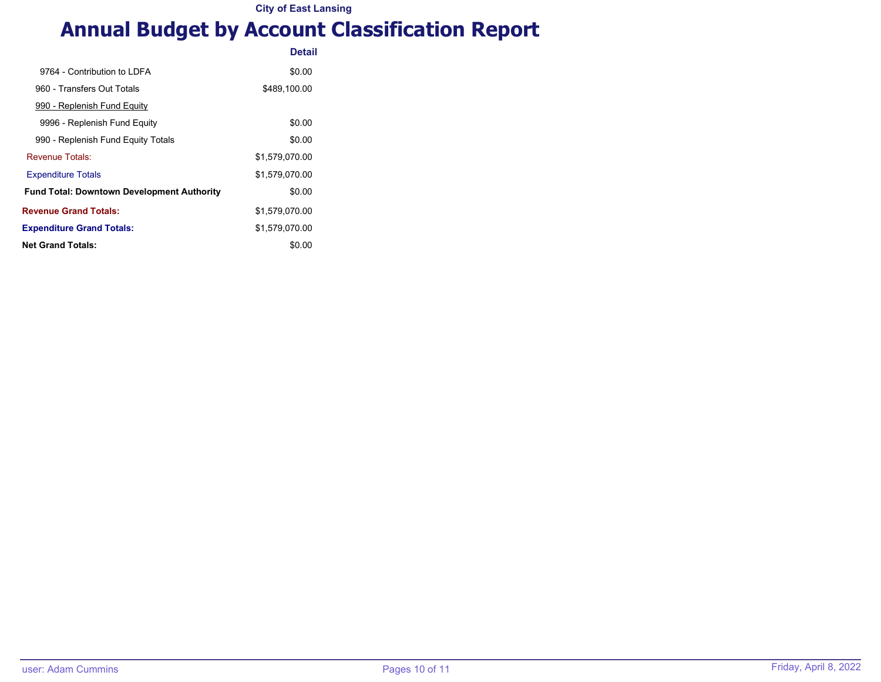City of East Lansing

# Annual Budget by Account Classification Report

| | Detail |
|---|---|
| 9764 - Contribution to LDFA | $0.00 |
| 960 - Transfers Out Totals | $489,100.00 |
| 990 - Replenish Fund Equity | |
| 9996 - Replenish Fund Equity | $0.00 |
| 990 - Replenish Fund Equity Totals | $0.00 |
| Revenue Totals: | $1,579,070.00 |
| Expenditure Totals | $1,579,070.00 |
| **Fund Total: Downtown Development Authority** | $0.00 |
| **Revenue Grand Totals:** | $1,579,070.00 |
| **Expenditure Grand Totals:** | $1,579,070.00 |
| **Net Grand Totals:** | $0.00 |

user: Adam Cummins

Friday, April 8, 2022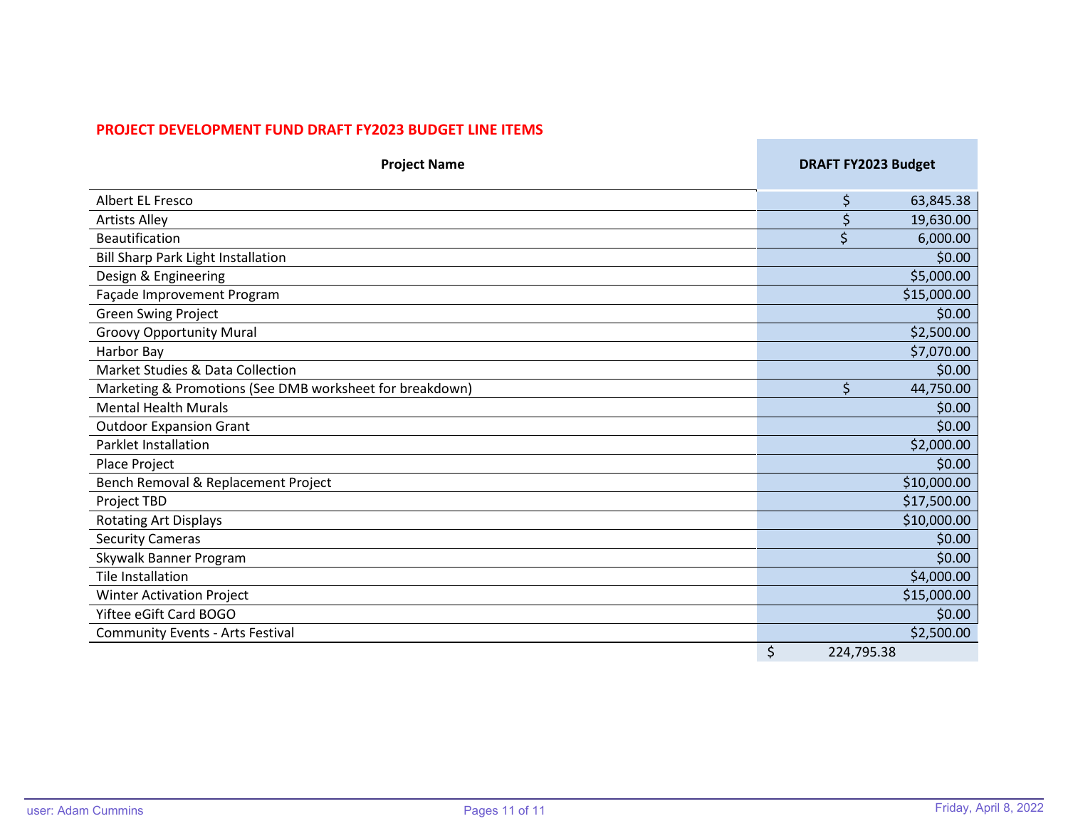## PROJECT DEVELOPMENT FUND DRAFT FY2023 BUDGET LINE ITEMS

| Project Name | DRAFT FY2023 Budget |
|---|---|
| Albert EL Fresco | $ 63,845.38 |
| Artists Alley | $ 19,630.00 |
| Beautification | $ 6,000.00 |
| Bill Sharp Park Light Installation | $0.00 |
| Design & Engineering | $5,000.00 |
| Façade Improvement Program | $15,000.00 |
| Green Swing Project | $0.00 |
| Groovy Opportunity Mural | $2,500.00 |
| Harbor Bay | $7,070.00 |
| Market Studies & Data Collection | $0.00 |
| Marketing & Promotions (See DMB worksheet for breakdown) | $ 44,750.00 |
| Mental Health Murals | $0.00 |
| Outdoor Expansion Grant | $0.00 |
| Parklet Installation | $2,000.00 |
| Place Project | $0.00 |
| Bench Removal & Replacement Project | $10,000.00 |
| Project TBD | $17,500.00 |
| Rotating Art Displays | $10,000.00 |
| Security Cameras | $0.00 |
| Skywalk Banner Program | $0.00 |
| Tile Installation | $4,000.00 |
| Winter Activation Project | $15,000.00 |
| Yiftee eGift Card BOGO | $0.00 |
| Community Events - Arts Festival | $2,500.00 |
| | $ 224,795.38 |

user: Adam Cummins

Friday, April 8, 2022